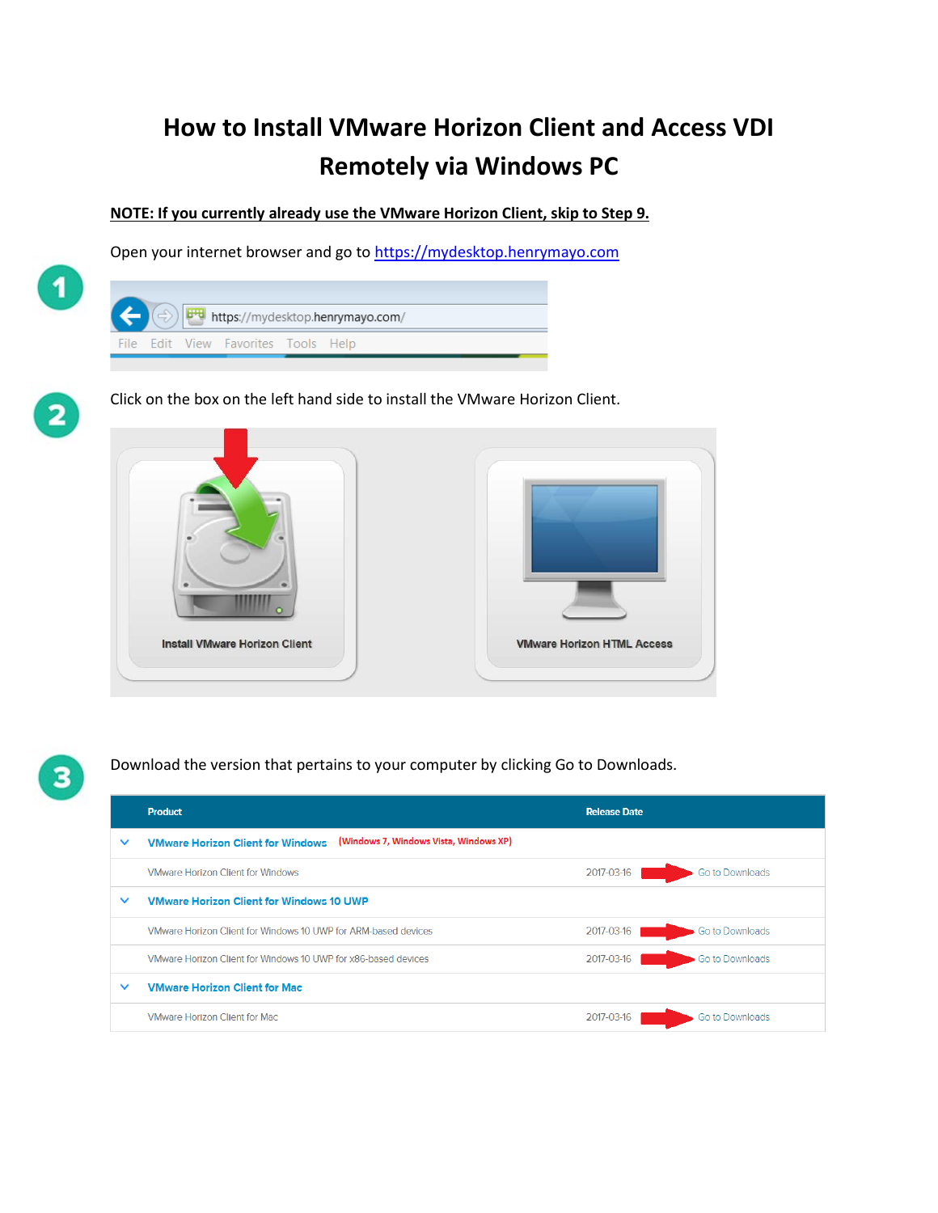# How to Install VMware Horizon Client and Access VDI Remotely via Windows PC

**NOTE: If you currently already use the VMware Horizon Client, skip to Step 9.**

1. Open your internet browser and go to https://mydesktop.henrymayo.com

https://mydesktop.henrymayo.com/

File Edit View Favorites Tools Help

2. Click on the box on the left hand side to install the VMware Horizon Client.

Install VMware Horizon Client

VMware Horizon HTML Access

3. Download the version that pertains to your computer by clicking Go to Downloads.

| Product | Release Date | |
|---|---|---|
| **VMware Horizon Client for Windows** (Windows 7, Windows Vista, Windows XP) | | |
| VMware Horizon Client for Windows | 2017-03-16 | Go to Downloads |
| **VMware Horizon Client for Windows 10 UWP** | | |
| VMware Horizon Client for Windows 10 UWP for ARM-based devices | 2017-03-16 | Go to Downloads |
| VMware Horizon Client for Windows 10 UWP for x86-based devices | 2017-03-16 | Go to Downloads |
| **VMware Horizon Client for Mac** | | |
| VMware Horizon Client for Mac | 2017-03-16 | Go to Downloads |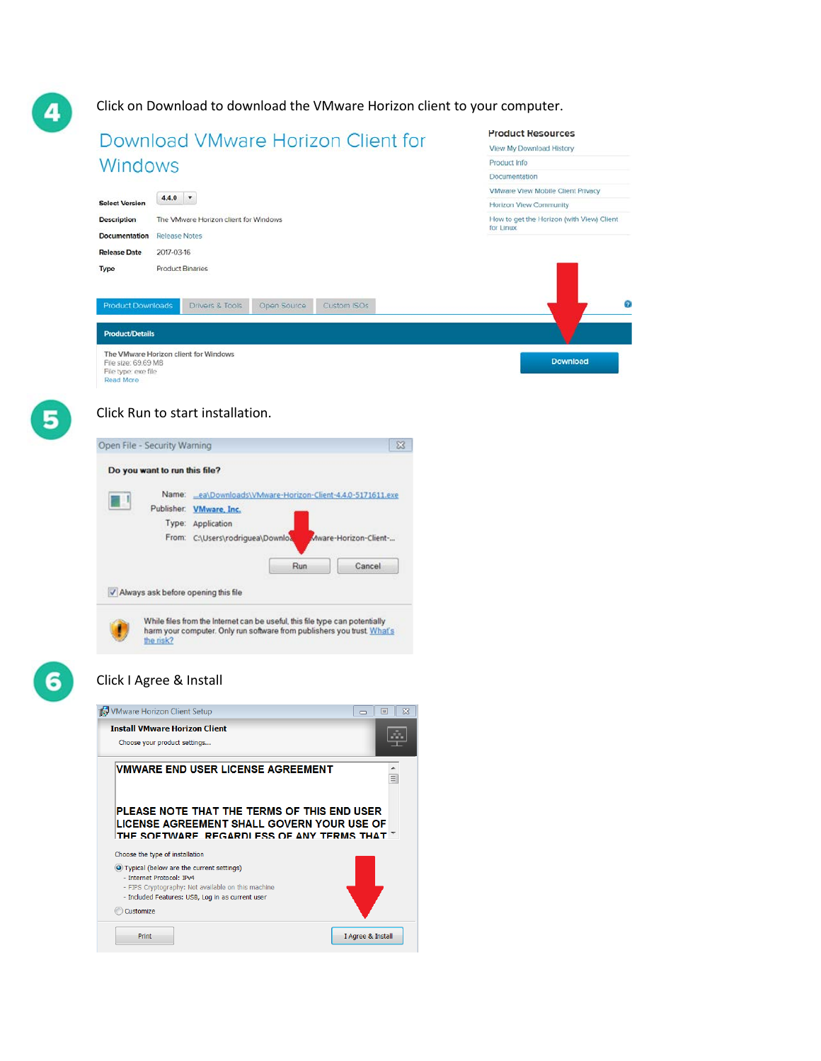4. Click on Download to download the VMware Horizon client to your computer.

## Download VMware Horizon Client for Windows

| | |
|---|---|
| **Select Version** | 4.4.0 |
| **Description** | The VMware Horizon client for Windows |
| **Documentation** | Release Notes |
| **Release Date** | 2017-03-16 |
| **Type** | Product Binaries |

**Product Resources**

- View My Download History
- Product Info
- Documentation
- VMware View Mobile Client Privacy
- Horizon View Community
- How to get the Horizon (with View) Client for Linux

Product Downloads | Drivers & Tools | Open Source | Custom ISOs

**Product/Details**

The VMware Horizon client for Windows
File size: 69.69 MB
File type: exe file
Read More

Download

5. Click Run to start installation.

**Open File - Security Warning**

**Do you want to run this file?**

Name: ...ea\Downloads\VMware-Horizon-Client-4.4.0-5171611.exe
Publisher: VMware, Inc.
Type: Application
From: C:\Users\rodriguea\Downlo... VMware-Horizon-Client-...

Run | Cancel

☑ Always ask before opening this file

While files from the Internet can be useful, this file type can potentially harm your computer. Only run software from publishers you trust. What's the risk?

6. Click I Agree & Install

VMware Horizon Client Setup

**Install VMware Horizon Client**

Choose your product settings...

VMWARE END USER LICENSE AGREEMENT

PLEASE NOTE THAT THE TERMS OF THIS END USER LICENSE AGREEMENT SHALL GOVERN YOUR USE OF THE SOFTWARE, REGARDLESS OF ANY TERMS THAT

Choose the type of installation

- Typical (below are the current settings)
  - Internet Protocol: IPv4
  - FIPS Cryptography: Not available on this machine
  - Included Features: USB, Log in as current user
- Customize

Print | I Agree & Install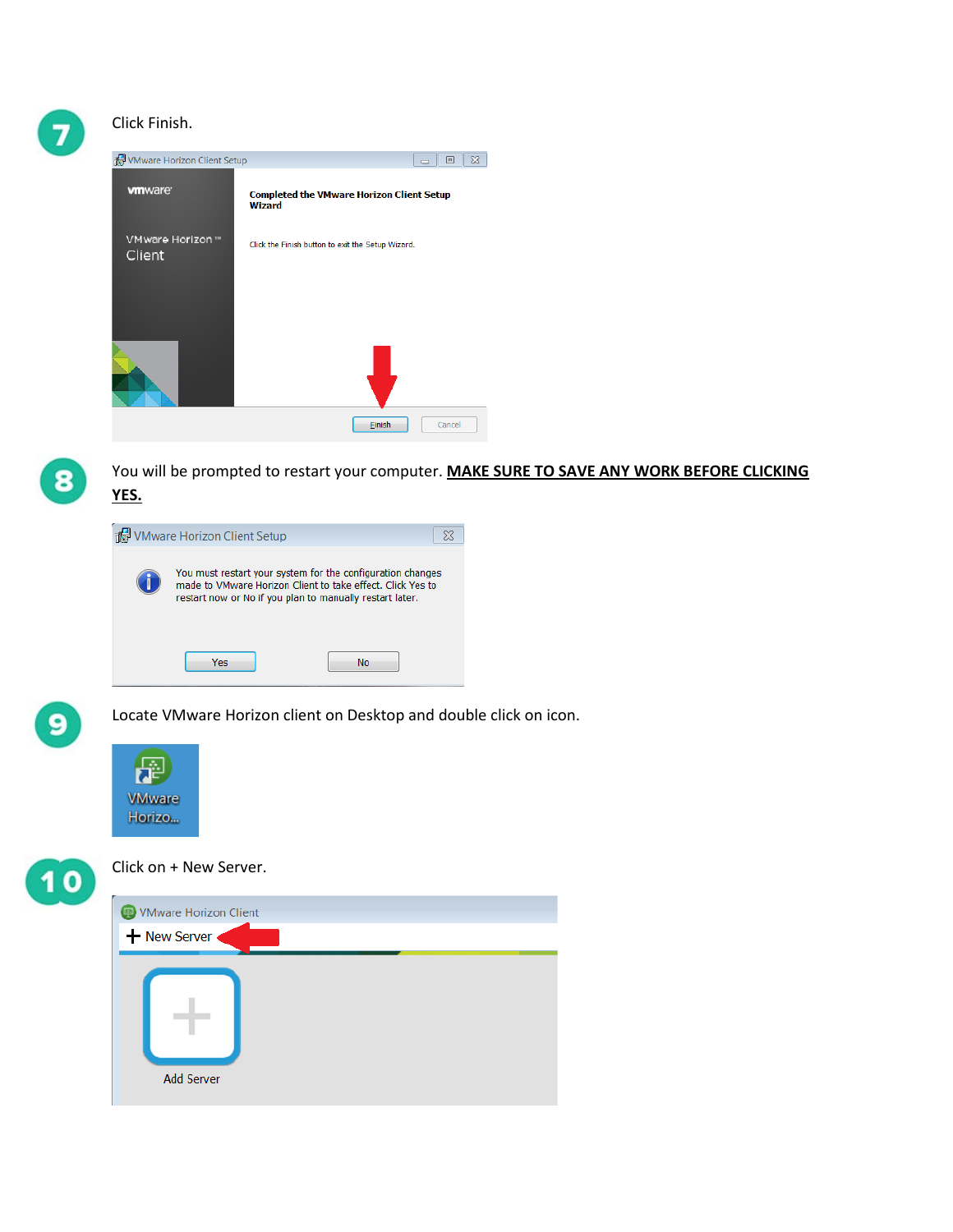7. Click Finish.

8. You will be prompted to restart your computer. **MAKE SURE TO SAVE ANY WORK BEFORE CLICKING YES.**

9. Locate VMware Horizon client on Desktop and double click on icon.

10. Click on + New Server.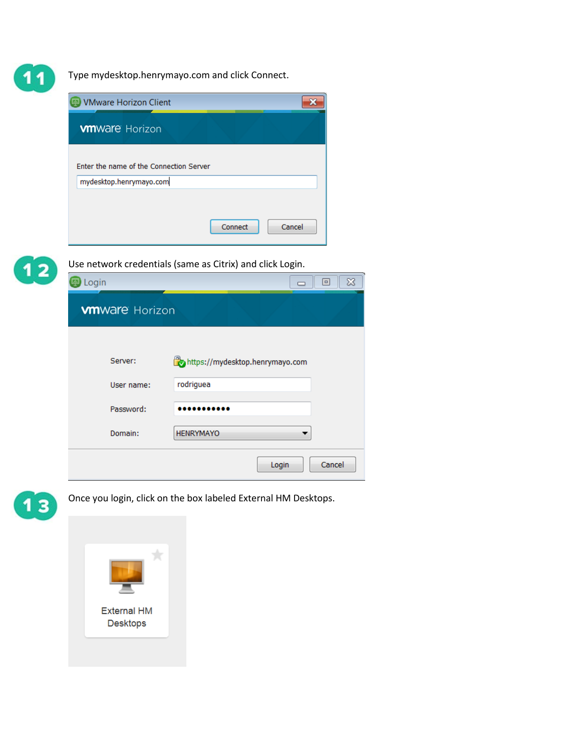11. Type mydesktop.henrymayo.com and click Connect.

12. Use network credentials (same as Citrix) and click Login.

13. Once you login, click on the box labeled External HM Desktops.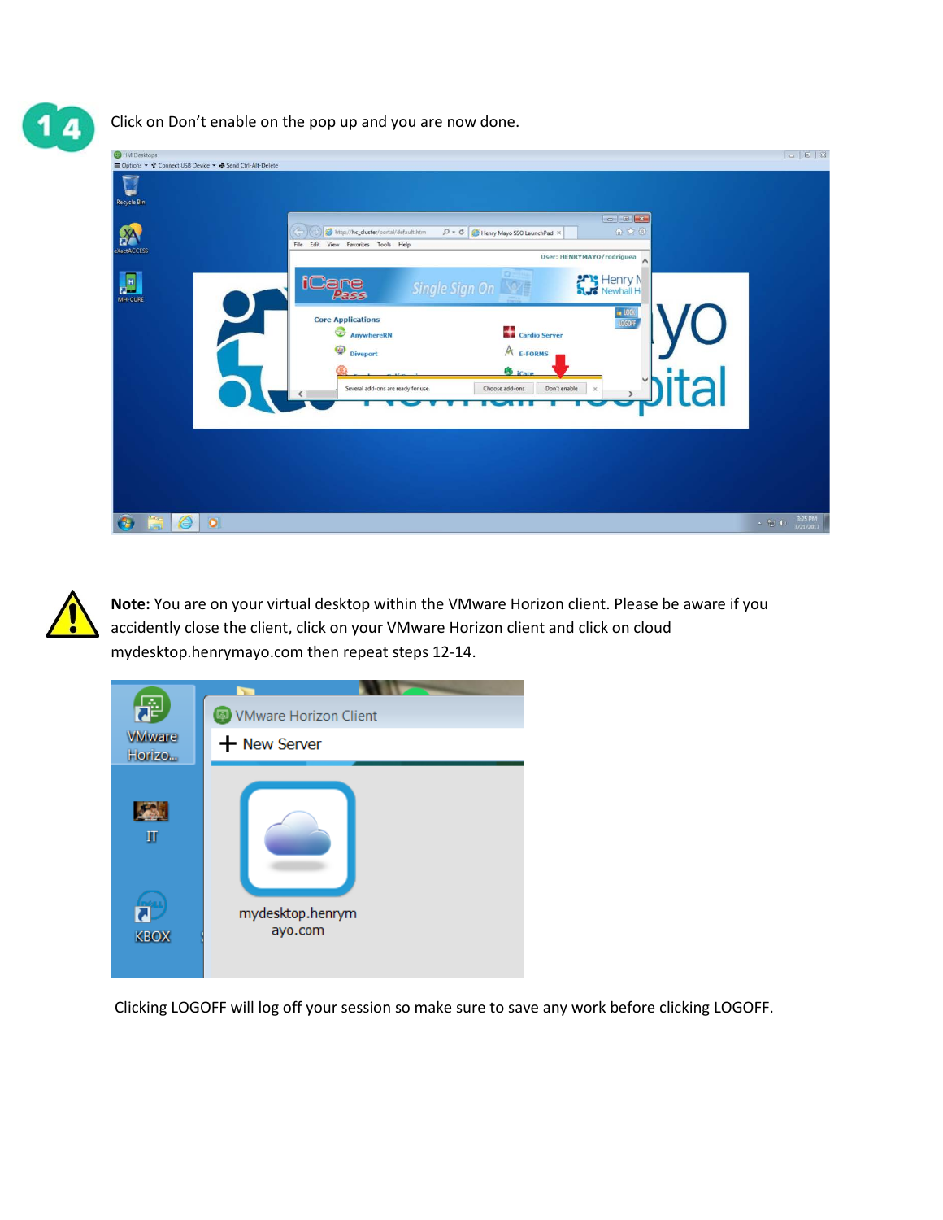14 Click on Don't enable on the pop up and you are now done.

**Note:** You are on your virtual desktop within the VMware Horizon client. Please be aware if you accidently close the client, click on your VMware Horizon client and click on cloud mydesktop.henrymayo.com then repeat steps 12-14.

Clicking LOGOFF will log off your session so make sure to save any work before clicking LOGOFF.